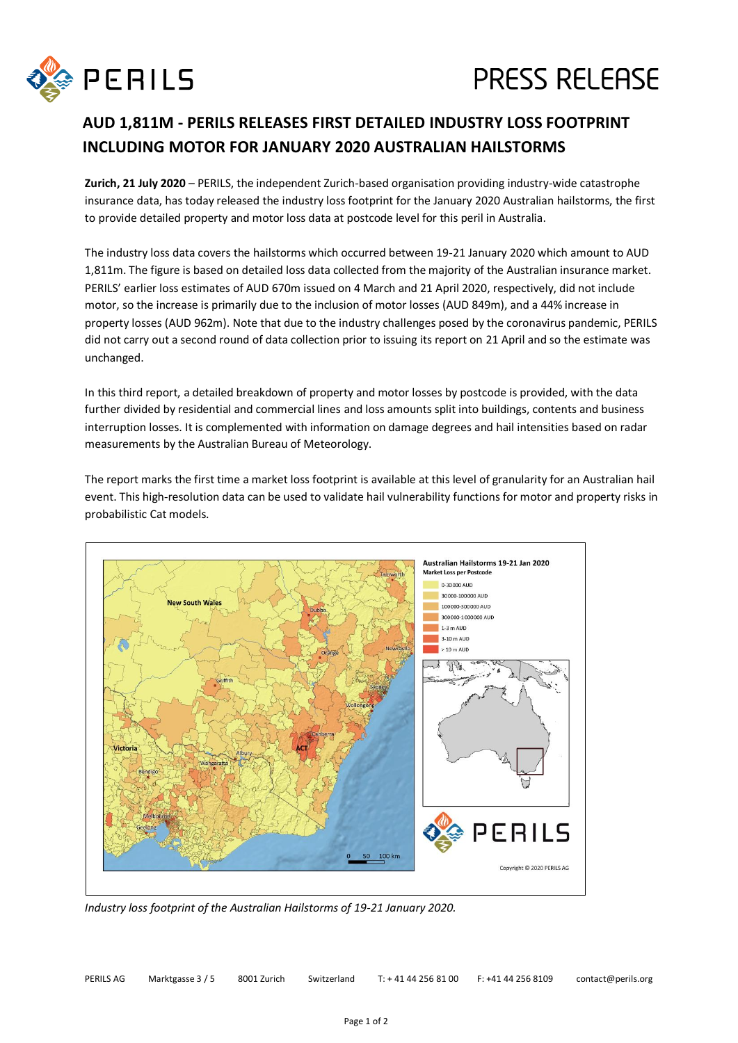PERILS

PRESS RELEASE

# AUD 1,811M - PERILS RELEASES FIRST DETAILED INDUSTRY LOSS FOOTPRINT INCLUDING MOTOR FOR JANUARY 2020 AUSTRALIAN HAILSTORMS

**Zurich, 21 July 2020** – PERILS, the independent Zurich-based organisation providing industry-wide catastrophe insurance data, has today released the industry loss footprint for the January 2020 Australian hailstorms, the first to provide detailed property and motor loss data at postcode level for this peril in Australia.

The industry loss data covers the hailstorms which occurred between 19-21 January 2020 which amount to AUD 1,811m. The figure is based on detailed loss data collected from the majority of the Australian insurance market. PERILS' earlier loss estimates of AUD 670m issued on 4 March and 21 April 2020, respectively, did not include motor, so the increase is primarily due to the inclusion of motor losses (AUD 849m), and a 44% increase in property losses (AUD 962m). Note that due to the industry challenges posed by the coronavirus pandemic, PERILS did not carry out a second round of data collection prior to issuing its report on 21 April and so the estimate was unchanged.

In this third report, a detailed breakdown of property and motor losses by postcode is provided, with the data further divided by residential and commercial lines and loss amounts split into buildings, contents and business interruption losses. It is complemented with information on damage degrees and hail intensities based on radar measurements by the Australian Bureau of Meteorology.

The report marks the first time a market loss footprint is available at this level of granularity for an Australian hail event. This high-resolution data can be used to validate hail vulnerability functions for motor and property risks in probabilistic Cat models.

*Industry loss footprint of the Australian Hailstorms of 19-21 January 2020.*

PERILS AG | Marktgasse 3 / 5 | 8001 Zurich | Switzerland | T: + 41 44 256 81 00 | F: +41 44 256 8109 | contact@perils.org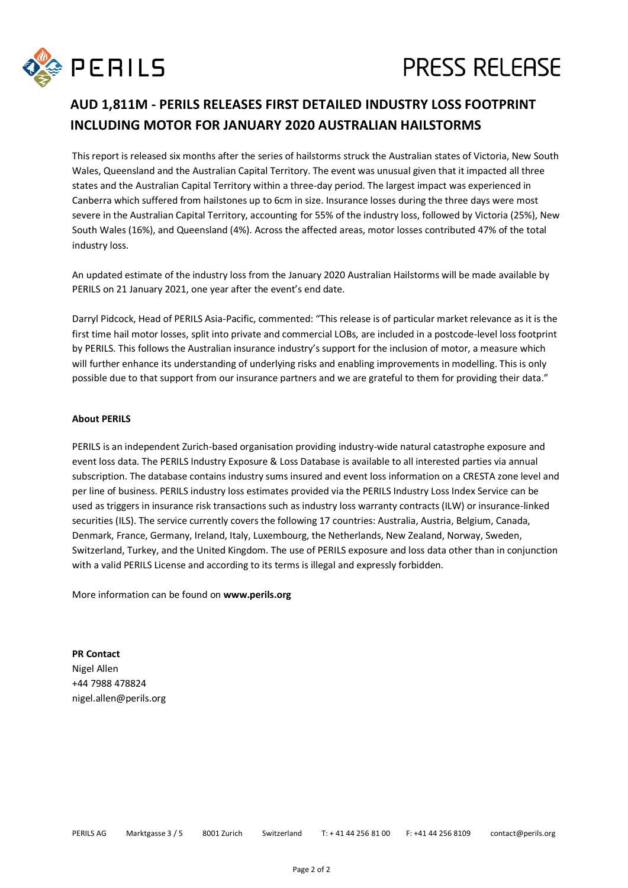# AUD 1,811M - PERILS RELEASES FIRST DETAILED INDUSTRY LOSS FOOTPRINT INCLUDING MOTOR FOR JANUARY 2020 AUSTRALIAN HAILSTORMS

This report is released six months after the series of hailstorms struck the Australian states of Victoria, New South Wales, Queensland and the Australian Capital Territory. The event was unusual given that it impacted all three states and the Australian Capital Territory within a three-day period. The largest impact was experienced in Canberra which suffered from hailstones up to 6cm in size. Insurance losses during the three days were most severe in the Australian Capital Territory, accounting for 55% of the industry loss, followed by Victoria (25%), New South Wales (16%), and Queensland (4%). Across the affected areas, motor losses contributed 47% of the total industry loss.

An updated estimate of the industry loss from the January 2020 Australian Hailstorms will be made available by PERILS on 21 January 2021, one year after the event's end date.

Darryl Pidcock, Head of PERILS Asia-Pacific, commented: "This release is of particular market relevance as it is the first time hail motor losses, split into private and commercial LOBs, are included in a postcode-level loss footprint by PERILS. This follows the Australian insurance industry's support for the inclusion of motor, a measure which will further enhance its understanding of underlying risks and enabling improvements in modelling. This is only possible due to that support from our insurance partners and we are grateful to them for providing their data."

**About PERILS**

PERILS is an independent Zurich-based organisation providing industry-wide natural catastrophe exposure and event loss data. The PERILS Industry Exposure & Loss Database is available to all interested parties via annual subscription. The database contains industry sums insured and event loss information on a CRESTA zone level and per line of business. PERILS industry loss estimates provided via the PERILS Industry Loss Index Service can be used as triggers in insurance risk transactions such as industry loss warranty contracts (ILW) or insurance-linked securities (ILS). The service currently covers the following 17 countries: Australia, Austria, Belgium, Canada, Denmark, France, Germany, Ireland, Italy, Luxembourg, the Netherlands, New Zealand, Norway, Sweden, Switzerland, Turkey, and the United Kingdom. The use of PERILS exposure and loss data other than in conjunction with a valid PERILS License and according to its terms is illegal and expressly forbidden.

More information can be found on **www.perils.org**

**PR Contact**
Nigel Allen
+44 7988 478824
nigel.allen@perils.org

PERILS AG Marktgasse 3 / 5 8001 Zurich Switzerland T: + 41 44 256 81 00 F: +41 44 256 8109 contact@perils.org